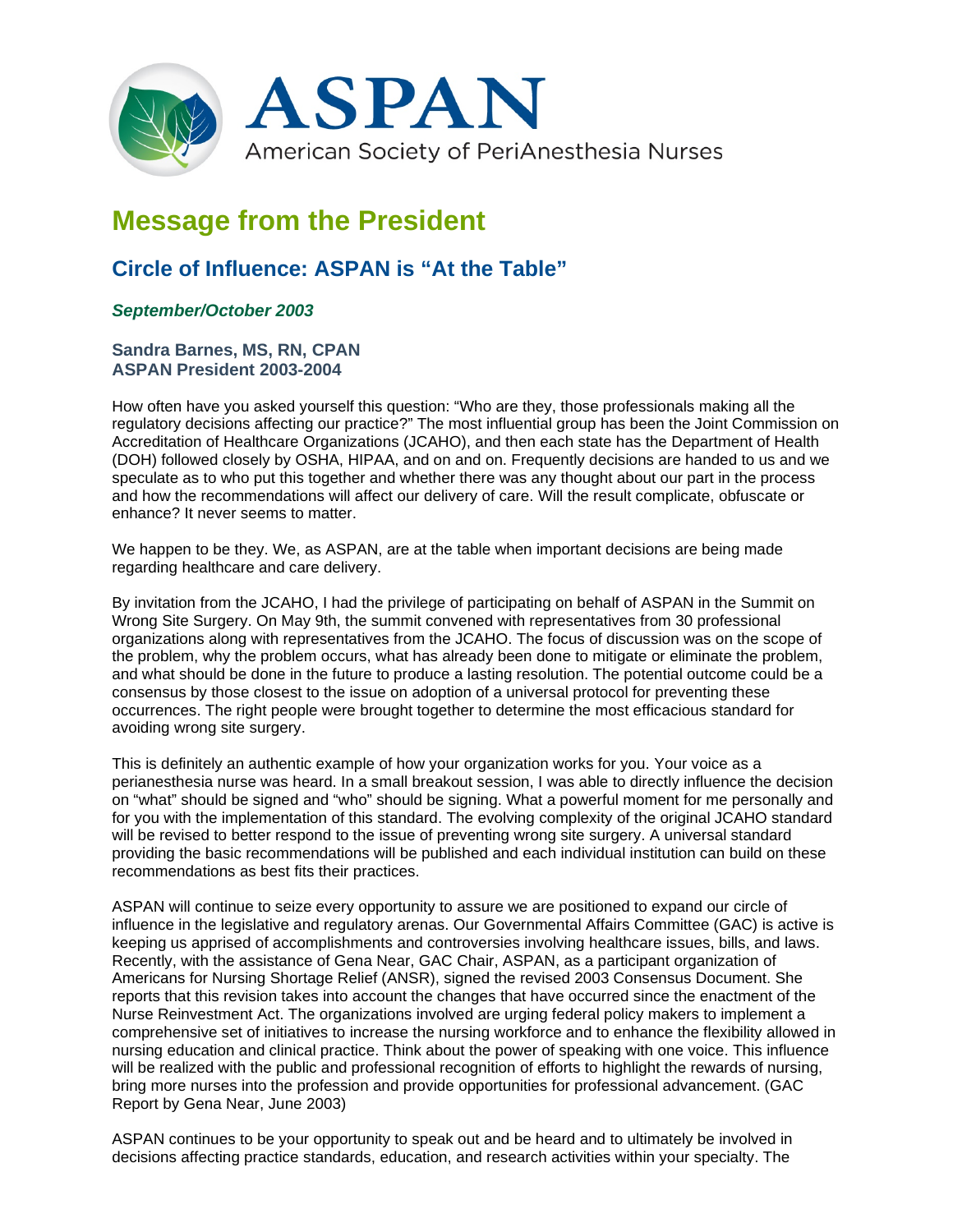ASPAN

American Society of PeriAnesthesia Nurses

# Message from the President

## Circle of Influence: ASPAN is "At the Table"

***September/October 2003***

**Sandra Barnes, MS, RN, CPAN**
**ASPAN President 2003-2004**

How often have you asked yourself this question: "Who are they, those professionals making all the regulatory decisions affecting our practice?" The most influential group has been the Joint Commission on Accreditation of Healthcare Organizations (JCAHO), and then each state has the Department of Health (DOH) followed closely by OSHA, HIPAA, and on and on. Frequently decisions are handed to us and we speculate as to who put this together and whether there was any thought about our part in the process and how the recommendations will affect our delivery of care. Will the result complicate, obfuscate or enhance? It never seems to matter.

We happen to be they. We, as ASPAN, are at the table when important decisions are being made regarding healthcare and care delivery.

By invitation from the JCAHO, I had the privilege of participating on behalf of ASPAN in the Summit on Wrong Site Surgery. On May 9th, the summit convened with representatives from 30 professional organizations along with representatives from the JCAHO. The focus of discussion was on the scope of the problem, why the problem occurs, what has already been done to mitigate or eliminate the problem, and what should be done in the future to produce a lasting resolution. The potential outcome could be a consensus by those closest to the issue on adoption of a universal protocol for preventing these occurrences. The right people were brought together to determine the most efficacious standard for avoiding wrong site surgery.

This is definitely an authentic example of how your organization works for you. Your voice as a perianesthesia nurse was heard. In a small breakout session, I was able to directly influence the decision on "what" should be signed and "who" should be signing. What a powerful moment for me personally and for you with the implementation of this standard. The evolving complexity of the original JCAHO standard will be revised to better respond to the issue of preventing wrong site surgery. A universal standard providing the basic recommendations will be published and each individual institution can build on these recommendations as best fits their practices.

ASPAN will continue to seize every opportunity to assure we are positioned to expand our circle of influence in the legislative and regulatory arenas. Our Governmental Affairs Committee (GAC) is active is keeping us apprised of accomplishments and controversies involving healthcare issues, bills, and laws. Recently, with the assistance of Gena Near, GAC Chair, ASPAN, as a participant organization of Americans for Nursing Shortage Relief (ANSR), signed the revised 2003 Consensus Document. She reports that this revision takes into account the changes that have occurred since the enactment of the Nurse Reinvestment Act. The organizations involved are urging federal policy makers to implement a comprehensive set of initiatives to increase the nursing workforce and to enhance the flexibility allowed in nursing education and clinical practice. Think about the power of speaking with one voice. This influence will be realized with the public and professional recognition of efforts to highlight the rewards of nursing, bring more nurses into the profession and provide opportunities for professional advancement. (GAC Report by Gena Near, June 2003)

ASPAN continues to be your opportunity to speak out and be heard and to ultimately be involved in decisions affecting practice standards, education, and research activities within your specialty. The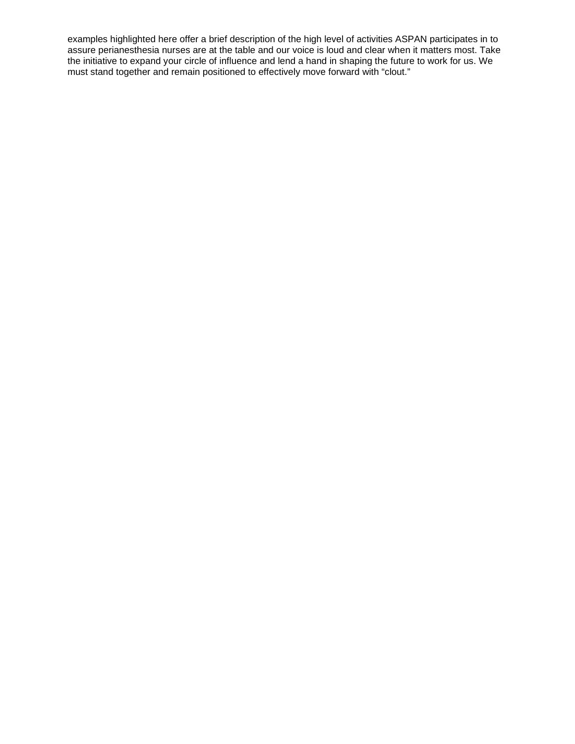examples highlighted here offer a brief description of the high level of activities ASPAN participates in to assure perianesthesia nurses are at the table and our voice is loud and clear when it matters most. Take the initiative to expand your circle of influence and lend a hand in shaping the future to work for us. We must stand together and remain positioned to effectively move forward with "clout."